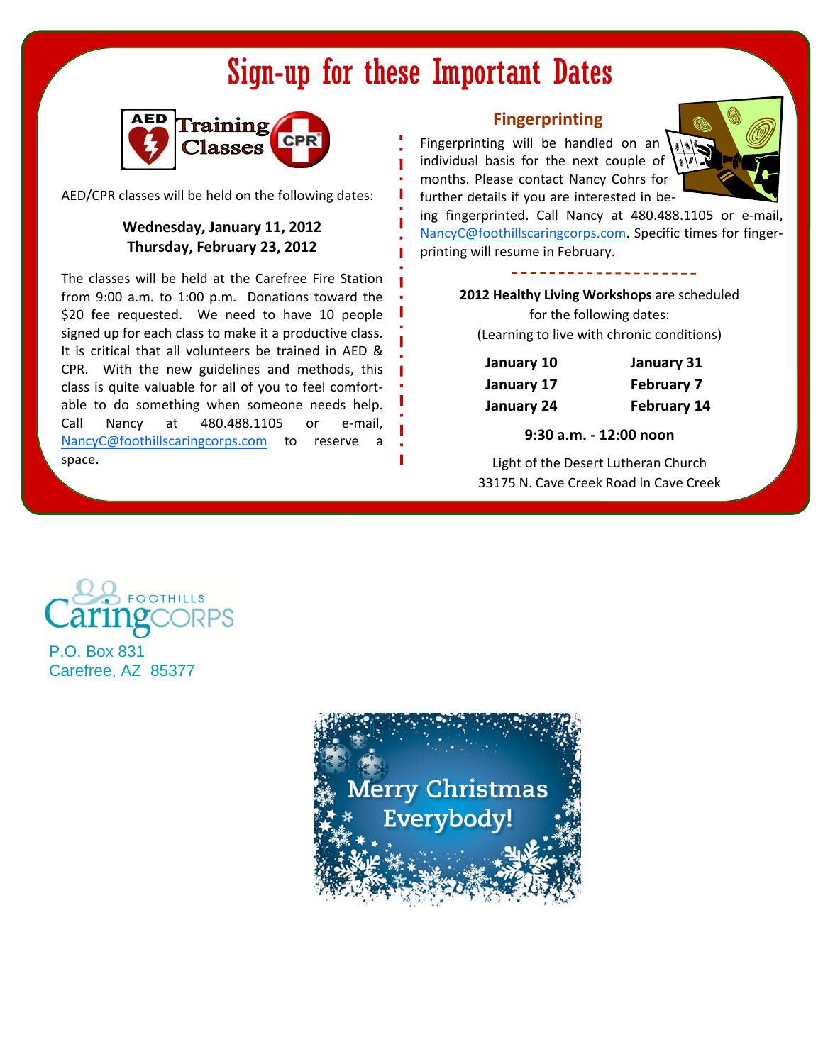# Sign-up for these Important Dates

## AED Training Classes CPR

AED/CPR classes will be held on the following dates:

**Wednesday, January 11, 2012**
**Thursday, February 23, 2012**

The classes will be held at the Carefree Fire Station from 9:00 a.m. to 1:00 p.m. Donations toward the $20 fee requested. We need to have 10 people signed up for each class to make it a productive class. It is critical that all volunteers be trained in AED & CPR. With the new guidelines and methods, this class is quite valuable for all of you to feel comfortable to do something when someone needs help. Call Nancy at 480.488.1105 or e-mail, NancyC@foothillscaringcorps.com to reserve a space.

## Fingerprinting

Fingerprinting will be handled on an individual basis for the next couple of months. Please contact Nancy Cohrs for further details if you are interested in being fingerprinted. Call Nancy at 480.488.1105 or e-mail, NancyC@foothillscaringcorps.com. Specific times for fingerprinting will resume in February.

---

**2012 Healthy Living Workshops** are scheduled for the following dates:
(Learning to live with chronic conditions)

| | |
|---|---|
| **January 10** | **January 31** |
| **January 17** | **February 7** |
| **January 24** | **February 14** |

**9:30 a.m. - 12:00 noon**

Light of the Desert Lutheran Church
33175 N. Cave Creek Road in Cave Creek

Foothills Caring Corps
P.O. Box 831
Carefree, AZ 85377

Merry Christmas Everybody!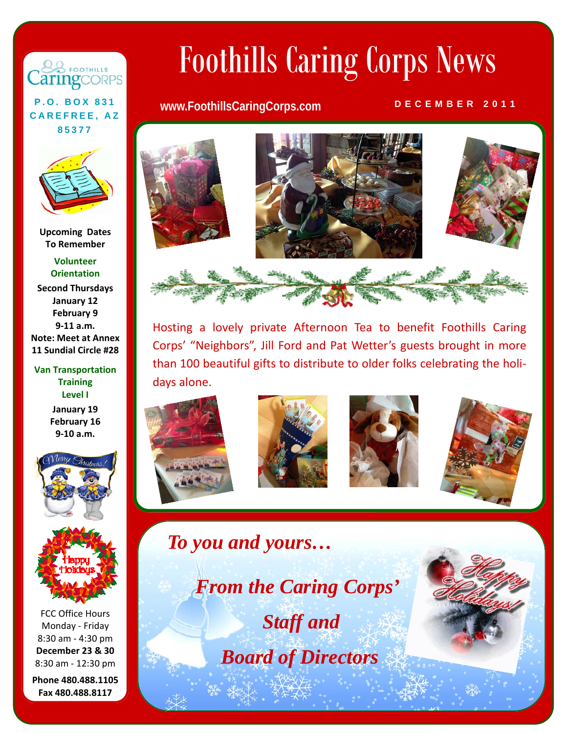# Foothills Caring Corps News

www.FoothillsCaringCorps.com

DECEMBER 2011

Hosting a lovely private Afternoon Tea to benefit Foothills Caring Corps' "Neighbors", Jill Ford and Pat Wetter's guests brought in more than 100 beautiful gifts to distribute to older folks celebrating the holidays alone.

*To you and yours…*

***From the Caring Corps' Staff and Board of Directors***

Foothills Caring Corps
P.O. BOX 831
CAREFREE, AZ 85377

**Upcoming Dates To Remember**

**Volunteer Orientation**
**Second Thursdays**
**January 12**
**February 9**
**9-11 a.m.**
**Note: Meet at Annex 11 Sundial Circle #28**

**Van Transportation Training Level I**
**January 19**
**February 16**
**9-10 a.m.**

FCC Office Hours
Monday - Friday
8:30 am - 4:30 pm
**December 23 & 30**
8:30 am - 12:30 pm

**Phone 480.488.1105**
**Fax 480.488.8117**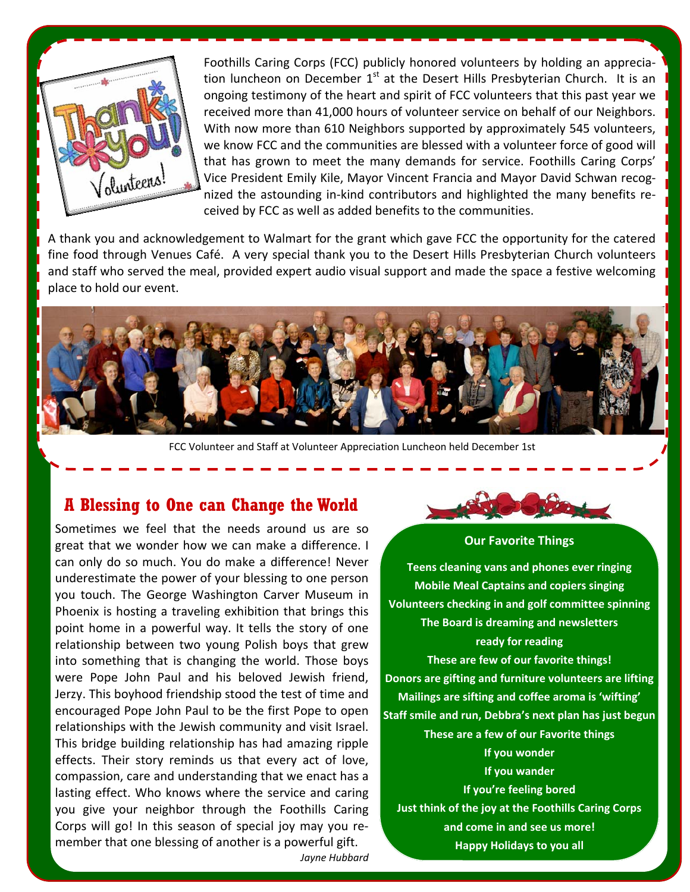Foothills Caring Corps (FCC) publicly honored volunteers by holding an appreciation luncheon on December 1st at the Desert Hills Presbyterian Church. It is an ongoing testimony of the heart and spirit of FCC volunteers that this past year we received more than 41,000 hours of volunteer service on behalf of our Neighbors. With now more than 610 Neighbors supported by approximately 545 volunteers, we know FCC and the communities are blessed with a volunteer force of good will that has grown to meet the many demands for service. Foothills Caring Corps' Vice President Emily Kile, Mayor Vincent Francia and Mayor David Schwan recognized the astounding in-kind contributors and highlighted the many benefits received by FCC as well as added benefits to the communities.

A thank you and acknowledgement to Walmart for the grant which gave FCC the opportunity for the catered fine food through Venues Café. A very special thank you to the Desert Hills Presbyterian Church volunteers and staff who served the meal, provided expert audio visual support and made the space a festive welcoming place to hold our event.

FCC Volunteer and Staff at Volunteer Appreciation Luncheon held December 1st

## A Blessing to One can Change the World

Sometimes we feel that the needs around us are so great that we wonder how we can make a difference. I can only do so much. You do make a difference! Never underestimate the power of your blessing to one person you touch. The George Washington Carver Museum in Phoenix is hosting a traveling exhibition that brings this point home in a powerful way. It tells the story of one relationship between two young Polish boys that grew into something that is changing the world. Those boys were Pope John Paul and his beloved Jewish friend, Jerzy. This boyhood friendship stood the test of time and encouraged Pope John Paul to be the first Pope to open relationships with the Jewish community and visit Israel. This bridge building relationship has had amazing ripple effects. Their story reminds us that every act of love, compassion, care and understanding that we enact has a lasting effect. Who knows where the service and caring you give your neighbor through the Foothills Caring Corps will go! In this season of special joy may you remember that one blessing of another is a powerful gift.

*Jayne Hubbard*

### Our Favorite Things

**Teens cleaning vans and phones ever ringing**
**Mobile Meal Captains and copiers singing**
**Volunteers checking in and golf committee spinning**
**The Board is dreaming and newsletters ready for reading**
**These are few of our favorite things!**
**Donors are gifting and furniture volunteers are lifting**
**Mailings are sifting and coffee aroma is 'wifting'**
**Staff smile and run, Debbra's next plan has just begun**
**These are a few of our Favorite things**
**If you wonder**
**If you wander**
**If you're feeling bored**
**Just think of the joy at the Foothills Caring Corps and come in and see us more!**
**Happy Holidays to you all**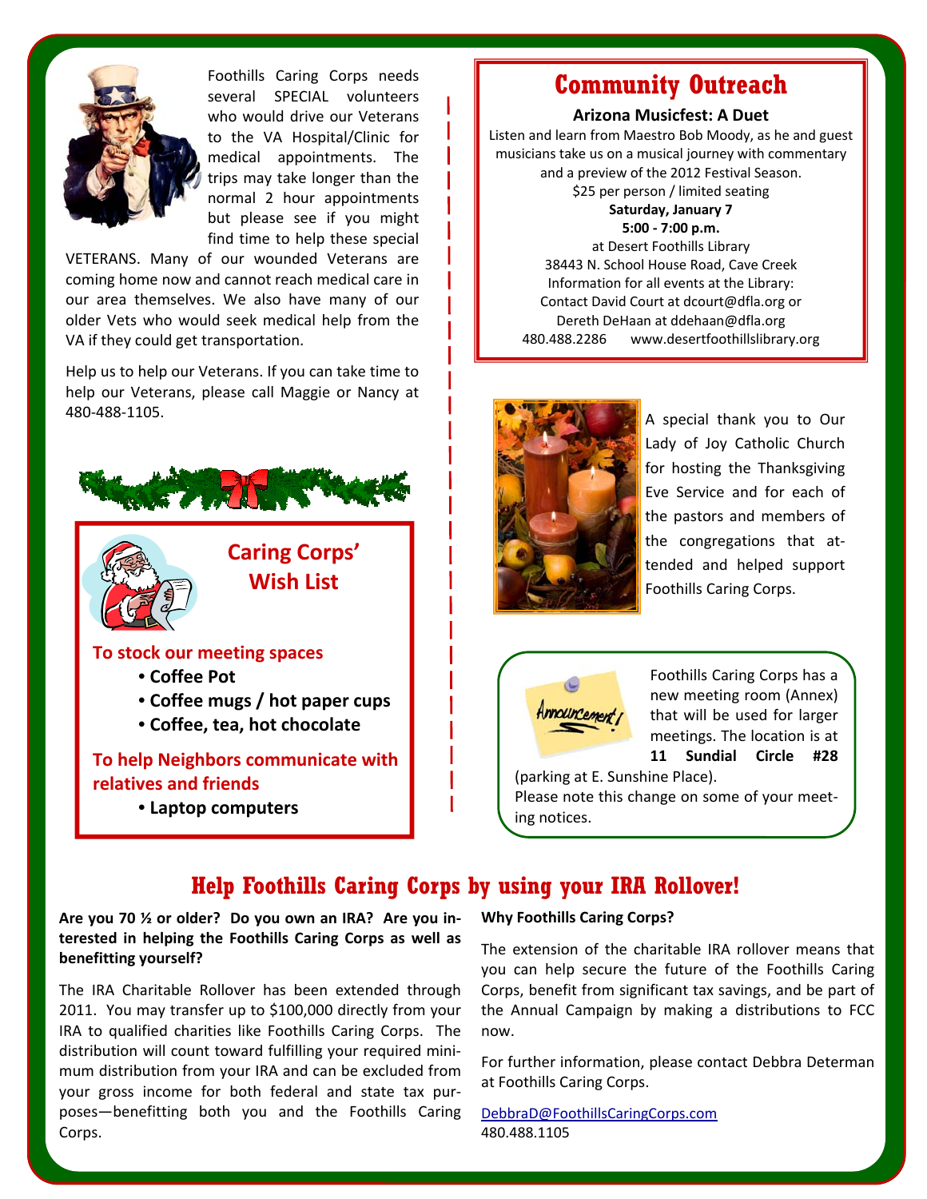Foothills Caring Corps needs several SPECIAL volunteers who would drive our Veterans to the VA Hospital/Clinic for medical appointments. The trips may take longer than the normal 2 hour appointments but please see if you might find time to help these special VETERANS. Many of our wounded Veterans are coming home now and cannot reach medical care in our area themselves. We also have many of our older Vets who would seek medical help from the VA if they could get transportation.

Help us to help our Veterans. If you can take time to help our Veterans, please call Maggie or Nancy at 480-488-1105.

## Caring Corps' Wish List

**To stock our meeting spaces**

- **Coffee Pot**
- **Coffee mugs / hot paper cups**
- **Coffee, tea, hot chocolate**

**To help Neighbors communicate with relatives and friends**

- **Laptop computers**

## Community Outreach

**Arizona Musicfest: A Duet**

Listen and learn from Maestro Bob Moody, as he and guest musicians take us on a musical journey with commentary and a preview of the 2012 Festival Season.
$25 per person / limited seating
**Saturday, January 7**
**5:00 - 7:00 p.m.**
at Desert Foothills Library
38443 N. School House Road, Cave Creek
Information for all events at the Library:
Contact David Court at dcourt@dfla.org or
Dereth DeHaan at ddehaan@dfla.org
480.488.2286 www.desertfoothillslibrary.org

A special thank you to Our Lady of Joy Catholic Church for hosting the Thanksgiving Eve Service and for each of the pastors and members of the congregations that attended and helped support Foothills Caring Corps.

Foothills Caring Corps has a new meeting room (Annex) that will be used for larger meetings. The location is at **11 Sundial Circle #28** (parking at E. Sunshine Place).
Please note this change on some of your meeting notices.

## Help Foothills Caring Corps by using your IRA Rollover!

**Are you 70 ½ or older? Do you own an IRA? Are you interested in helping the Foothills Caring Corps as well as benefitting yourself?**

The IRA Charitable Rollover has been extended through 2011. You may transfer up to $100,000 directly from your IRA to qualified charities like Foothills Caring Corps. The distribution will count toward fulfilling your required minimum distribution from your IRA and can be excluded from your gross income for both federal and state tax purposes—benefitting both you and the Foothills Caring Corps.

**Why Foothills Caring Corps?**

The extension of the charitable IRA rollover means that you can help secure the future of the Foothills Caring Corps, benefit from significant tax savings, and be part of the Annual Campaign by making a distributions to FCC now.

For further information, please contact Debbra Determan at Foothills Caring Corps.

DebbraD@FoothillsCaringCorps.com
480.488.1105